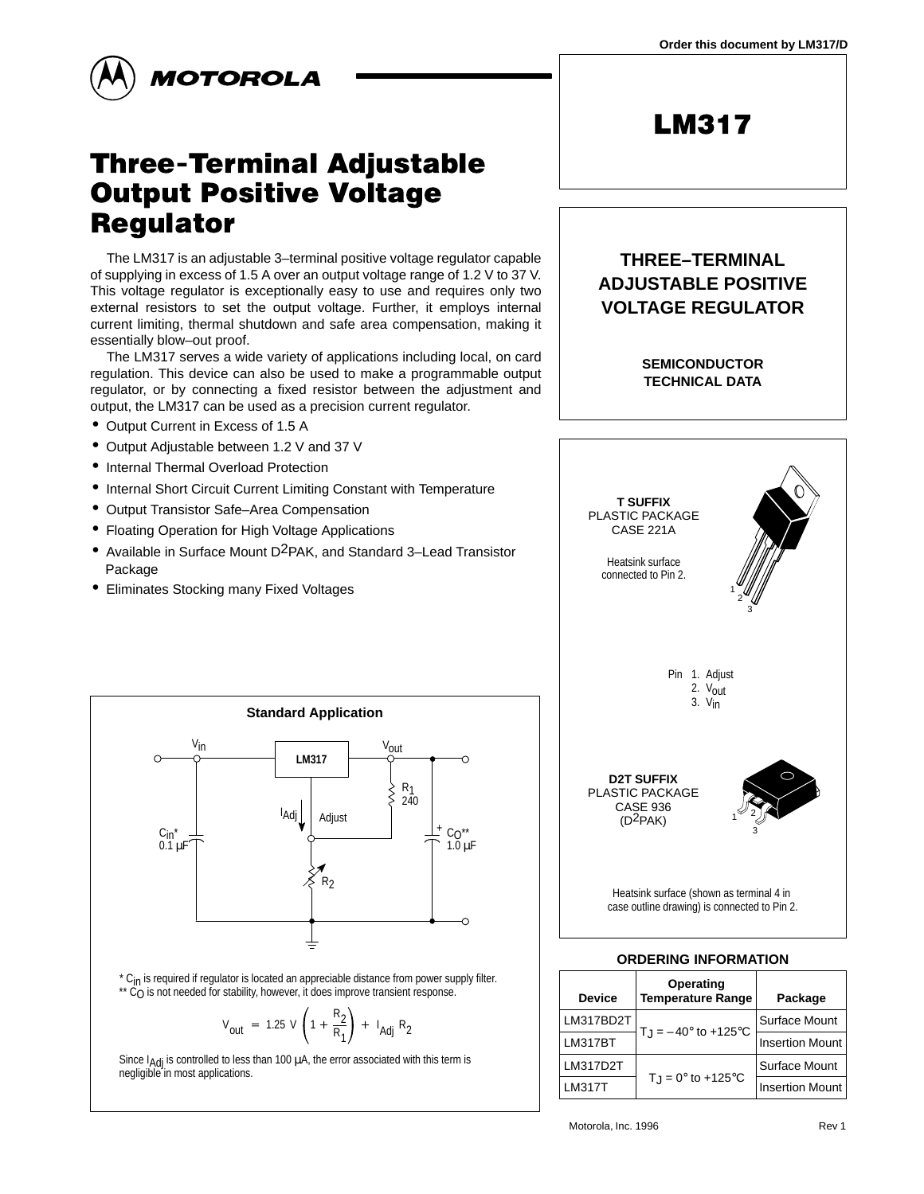Order this document by LM317/D

# MOTOROLA

# LM317

# Three-Terminal Adjustable Output Positive Voltage Regulator

The LM317 is an adjustable 3–terminal positive voltage regulator capable of supplying in excess of 1.5 A over an output voltage range of 1.2 V to 37 V. This voltage regulator is exceptionally easy to use and requires only two external resistors to set the output voltage. Further, it employs internal current limiting, thermal shutdown and safe area compensation, making it essentially blow–out proof.

The LM317 serves a wide variety of applications including local, on card regulation. This device can also be used to make a programmable output regulator, or by connecting a fixed resistor between the adjustment and output, the LM317 can be used as a precision current regulator.

- Output Current in Excess of 1.5 A
- Output Adjustable between 1.2 V and 37 V
- Internal Thermal Overload Protection
- Internal Short Circuit Current Limiting Constant with Temperature
- Output Transistor Safe–Area Compensation
- Floating Operation for High Voltage Applications
- Available in Surface Mount $D^2PAK$, and Standard 3–Lead Transistor Package
- Eliminates Stocking many Fixed Voltages

**THREE–TERMINAL ADJUSTABLE POSITIVE VOLTAGE REGULATOR**

**SEMICONDUCTOR TECHNICAL DATA**

**T SUFFIX**
PLASTIC PACKAGE
CASE 221A

Heatsink surface connected to Pin 2.

Pin 1. Adjust
2. $V_{out}$
3. $V_{in}$

**D2T SUFFIX**
PLASTIC PACKAGE
CASE 936
($D^2PAK$)

Heatsink surface (shown as terminal 4 in case outline drawing) is connected to Pin 2.

## Standard Application

$V_{in}$, $V_{out}$, LM317, $R_1$ 240, $I_{Adj}$, Adjust, $C_{in}$* 0.1 µF, $C_O$** 1.0 µF, $R_2$

* $C_{in}$ is required if regulator is located an appreciable distance from power supply filter.
** $C_O$ is not needed for stability, however, it does improve transient response.

$$V_{out} = 1.25\ V \left(1 + \frac{R_2}{R_1}\right) + I_{Adj}\ R_2$$

Since $I_{Adj}$ is controlled to less than 100 µA, the error associated with this term is negligible in most applications.

## ORDERING INFORMATION

| Device | Operating Temperature Range | Package |
|---|---|---|
| LM317BD2T | $T_J$ = –40° to +125°C | Surface Mount |
| LM317BT | | Insertion Mount |
| LM317D2T | $T_J$ = 0° to +125°C | Surface Mount |
| LM317T | | Insertion Mount |

Motorola, Inc. 1996 Rev 1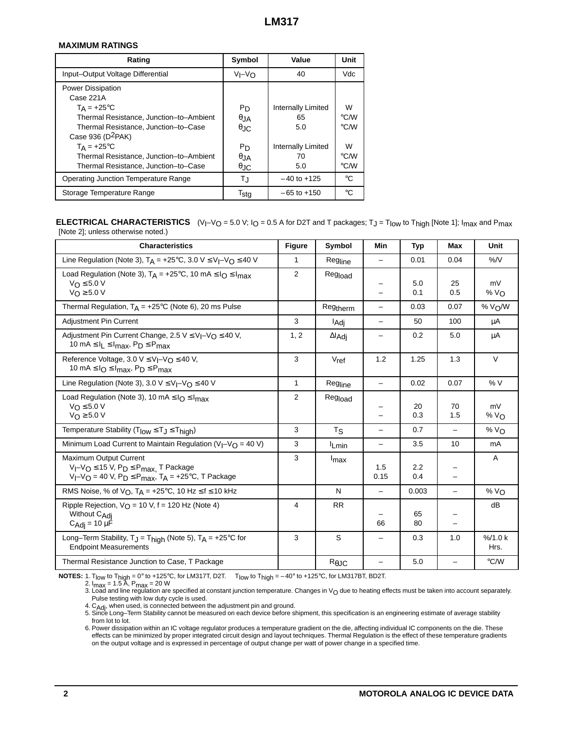## MAXIMUM RATINGS

| Rating | Symbol | Value | Unit |
|---|---|---|---|
| Input–Output Voltage Differential | $V_I–V_O$ | 40 | Vdc |
| Power Dissipation | | | |
| Case 221A | | | |
| $T_A$ = +25°C | $P_D$ | Internally Limited | W |
| Thermal Resistance, Junction–to–Ambient | $\theta_{JA}$ | 65 | °C/W |
| Thermal Resistance, Junction–to–Case | $\theta_{JC}$ | 5.0 | °C/W |
| Case 936 ($D^2$PAK) | | | |
| $T_A$ = +25°C | $P_D$ | Internally Limited | W |
| Thermal Resistance, Junction–to–Ambient | $\theta_{JA}$ | 70 | °C/W |
| Thermal Resistance, Junction–to–Case | $\theta_{JC}$ | 5.0 | °C/W |
| Operating Junction Temperature Range | $T_J$ | –40 to +125 | °C |
| Storage Temperature Range | $T_{stg}$ | –65 to +150 | °C |

**ELECTRICAL CHARACTERISTICS** ($V_I–V_O$ = 5.0 V; $I_O$ = 0.5 A for D2T and T packages; $T_J$ = $T_{low}$ to $T_{high}$ [Note 1]; $I_{max}$ and $P_{max}$ [Note 2]; unless otherwise noted.)

| Characteristics | Figure | Symbol | Min | Typ | Max | Unit |
|---|---|---|---|---|---|---|
| Line Regulation (Note 3), $T_A$ = +25°C, 3.0 V ≤ $V_I–V_O$ ≤ 40 V | 1 | $Reg_{line}$ | – | 0.01 | 0.04 | %/V |
| Load Regulation (Note 3), $T_A$ = +25°C, 10 mA ≤ $I_O$ ≤ $I_{max}$<br>$V_O$ ≤ 5.0 V<br>$V_O$ ≥ 5.0 V | 2 | $Reg_{load}$ | <br>–<br>– | <br>5.0<br>0.1 | <br>25<br>0.5 | <br>mV<br>% $V_O$ |
| Thermal Regulation, $T_A$ = +25°C (Note 6), 20 ms Pulse | | $Reg_{therm}$ | – | 0.03 | 0.07 | % $V_O$/W |
| Adjustment Pin Current | 3 | $I_{Adj}$ | – | 50 | 100 | μA |
| Adjustment Pin Current Change, 2.5 V ≤ $V_I–V_O$ ≤ 40 V, 10 mA ≤ $I_L$ ≤ $I_{max}$, $P_D$ ≤ $P_{max}$ | 1, 2 | $\Delta I_{Adj}$ | – | 0.2 | 5.0 | μA |
| Reference Voltage, 3.0 V ≤ $V_I–V_O$ ≤ 40 V, 10 mA ≤ $I_O$ ≤ $I_{max}$, $P_D$ ≤ $P_{max}$ | 3 | $V_{ref}$ | 1.2 | 1.25 | 1.3 | V |
| Line Regulation (Note 3), 3.0 V ≤ $V_I–V_O$ ≤ 40 V | 1 | $Reg_{line}$ | – | 0.02 | 0.07 | % V |
| Load Regulation (Note 3), 10 mA ≤ $I_O$ ≤ $I_{max}$<br>$V_O$ ≤ 5.0 V<br>$V_O$ ≥ 5.0 V | 2 | $Reg_{load}$ | <br>–<br>– | <br>20<br>0.3 | <br>70<br>1.5 | <br>mV<br>% $V_O$ |
| Temperature Stability ($T_{low}$ ≤ $T_J$ ≤ $T_{high}$) | 3 | $T_S$ | – | 0.7 | – | % $V_O$ |
| Minimum Load Current to Maintain Regulation ($V_I–V_O$ = 40 V) | 3 | $I_{Lmin}$ | – | 3.5 | 10 | mA |
| Maximum Output Current<br>$V_I–V_O$ ≤ 15 V, $P_D$ ≤ $P_{max}$, T Package<br>$V_I–V_O$ = 40 V, $P_D$ ≤ $P_{max}$, $T_A$ = +25°C, T Package | 3 | $I_{max}$ | <br>1.5<br>0.15 | <br>2.2<br>0.4 | <br>–<br>– | A |
| RMS Noise, % of $V_O$, $T_A$ = +25°C, 10 Hz ≤ f ≤ 10 kHz | | N | – | 0.003 | – | % $V_O$ |
| Ripple Rejection, $V_O$ = 10 V, f = 120 Hz (Note 4)<br>Without $C_{Adj}$<br>$C_{Adj}$ = 10 μF | 4 | RR | <br>–<br>66 | <br>65<br>80 | <br>–<br>– | dB |
| Long–Term Stability, $T_J$ = $T_{high}$ (Note 5), $T_A$ = +25°C for Endpoint Measurements | 3 | S | – | 0.3 | 1.0 | %/1.0 k Hrs. |
| Thermal Resistance Junction to Case, T Package | | $R_{\theta JC}$ | – | 5.0 | – | °C/W |

**NOTES:**
1. $T_{low}$ to $T_{high}$ = 0° to +125°C, for LM317T, D2T. $T_{low}$ to $T_{high}$ = –40° to +125°C, for LM317BT, BD2T.
2. $I_{max}$ = 1.5 A, $P_{max}$ = 20 W
3. Load and line regulation are specified at constant junction temperature. Changes in $V_O$ due to heating effects must be taken into account separately. Pulse testing with low duty cycle is used.
4. $C_{Adj}$, when used, is connected between the adjustment pin and ground.
5. Since Long–Term Stability cannot be measured on each device before shipment, this specification is an engineering estimate of average stability from lot to lot.
6. Power dissipation within an IC voltage regulator produces a temperature gradient on the die, affecting individual IC components on the die. These effects can be minimized by proper integrated circuit design and layout techniques. Thermal Regulation is the effect of these temperature gradients on the output voltage and is expressed in percentage of output change per watt of power change in a specified time.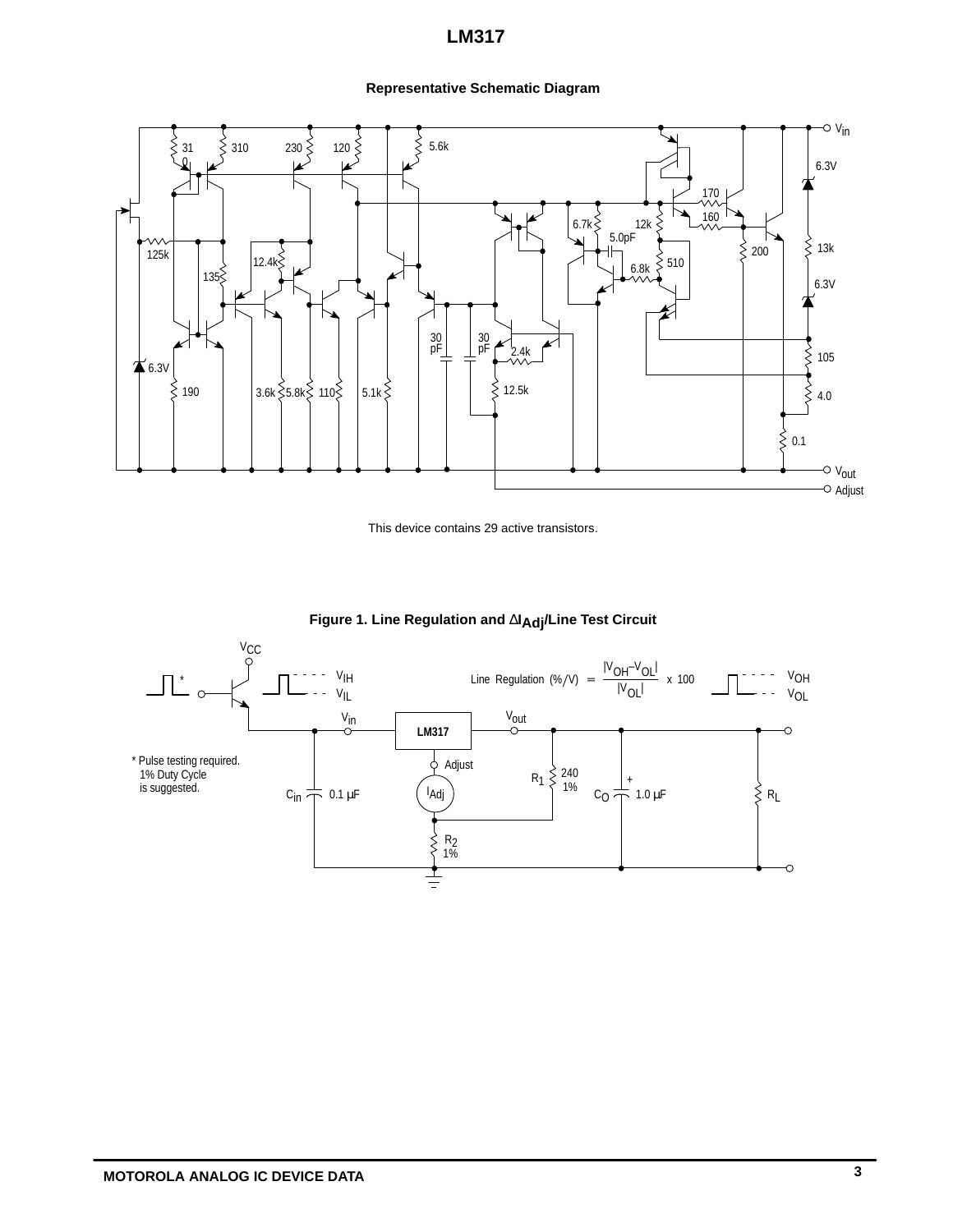## Representative Schematic Diagram

This device contains 29 active transistors.

## Figure 1. Line Regulation and $\Delta I_{Adj}$/Line Test Circuit

$$\text{Line Regulation } (\%/V) = \frac{|V_{OH} - V_{OL}|}{|V_{OL}|} \times 100$$

* Pulse testing required.
  1% Duty Cycle
  is suggested.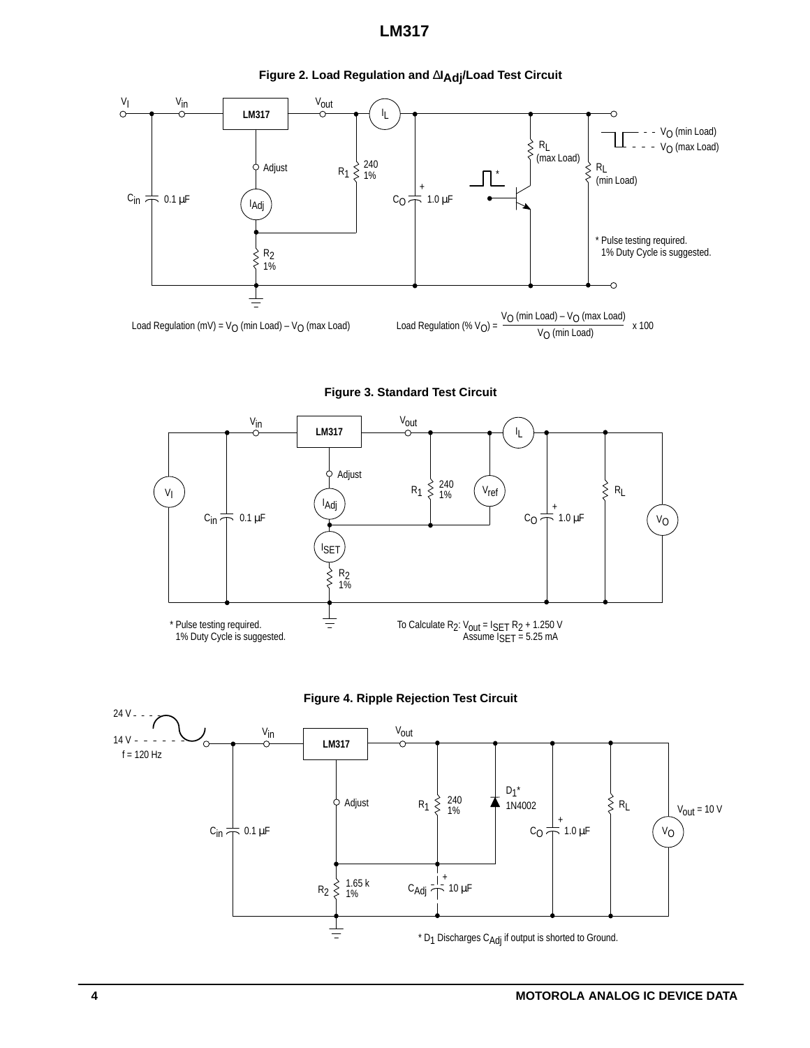## Figure 2. Load Regulation and $\Delta I_{Adj}$/Load Test Circuit

* Pulse testing required.
  1% Duty Cycle is suggested.

Load Regulation (mV) = $V_O$ (min Load) – $V_O$ (max Load)

$$\text{Load Regulation (\% } V_O) = \frac{V_O \text{ (min Load)} - V_O \text{ (max Load)}}{V_O \text{ (min Load)}} \times 100$$

## Figure 3. Standard Test Circuit

* Pulse testing required.
  1% Duty Cycle is suggested.

To Calculate $R_2$: $V_{out} = I_{SET}\, R_2 + 1.250$ V
Assume $I_{SET} = 5.25$ mA

## Figure 4. Ripple Rejection Test Circuit

* $D_1$ Discharges $C_{Adj}$ if output is shorted to Ground.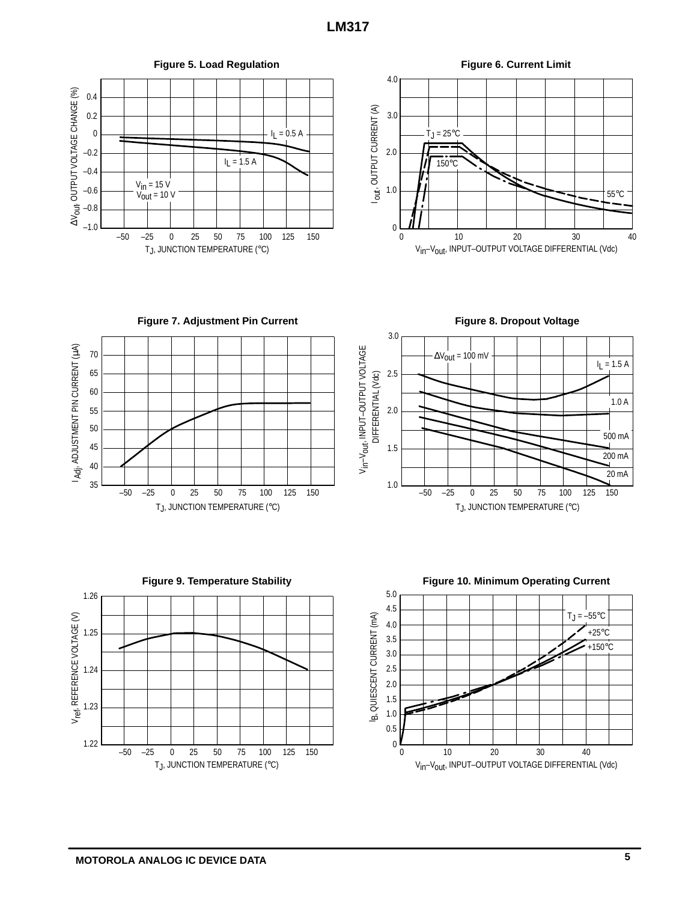**Figure 5. Load Regulation**

$I_L$ = 0.5 A

$I_L$ = 1.5 A

$V_{in}$ = 15 V
$V_{out}$ = 10 V

$\Delta V_{out}$, OUTPUT VOLTAGE CHANGE (%)

$T_J$, JUNCTION TEMPERATURE (°C)

**Figure 6. Current Limit**

$T_J$ = 25°C

150°C

55°C

$I_{out}$, OUTPUT CURRENT (A)

$V_{in}$–$V_{out}$, INPUT–OUTPUT VOLTAGE DIFFERENTIAL (Vdc)

**Figure 7. Adjustment Pin Current**

$I_{Adj}$, ADJUSTMENT PIN CURRENT (µA)

$T_J$, JUNCTION TEMPERATURE (°C)

**Figure 8. Dropout Voltage**

$\Delta V_{out}$ = 100 mV

$I_L$ = 1.5 A

1.0 A

500 mA

200 mA

20 mA

$V_{in}$–$V_{out}$, INPUT–OUTPUT VOLTAGE DIFFERENTIAL (Vdc)

$T_J$, JUNCTION TEMPERATURE (°C)

**Figure 9. Temperature Stability**

$V_{ref}$, REFERENCE VOLTAGE (V)

$T_J$, JUNCTION TEMPERATURE (°C)

**Figure 10. Minimum Operating Current**

$T_J$ = –55°C

+25°C

+150°C

$I_B$, QUIESCENT CURRENT (mA)

$V_{in}$–$V_{out}$, INPUT–OUTPUT VOLTAGE DIFFERENTIAL (Vdc)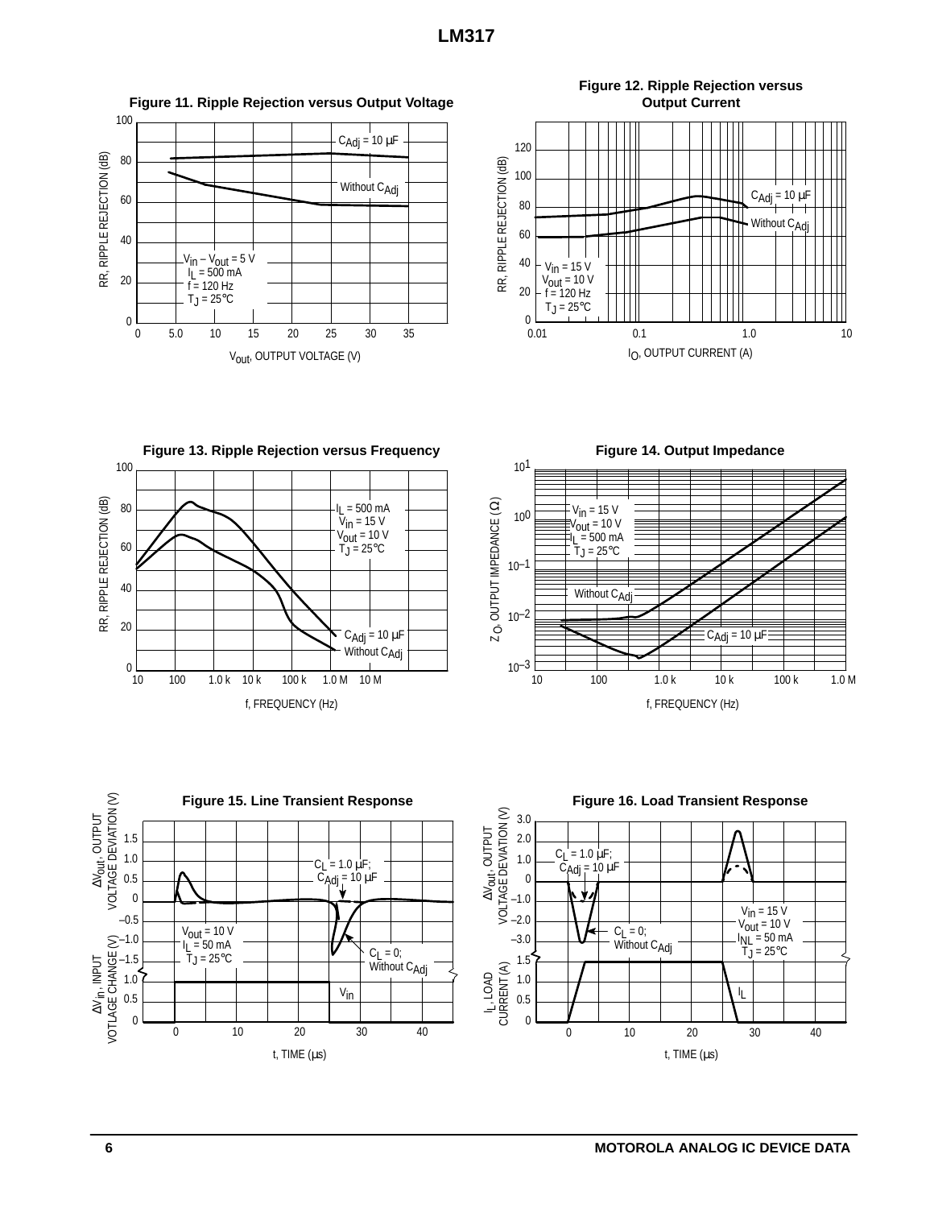Figure 11. Ripple Rejection versus Output Voltage

Figure 12. Ripple Rejection versus Output Current

Figure 13. Ripple Rejection versus Frequency

Figure 14. Output Impedance

Figure 15. Line Transient Response

Figure 16. Load Transient Response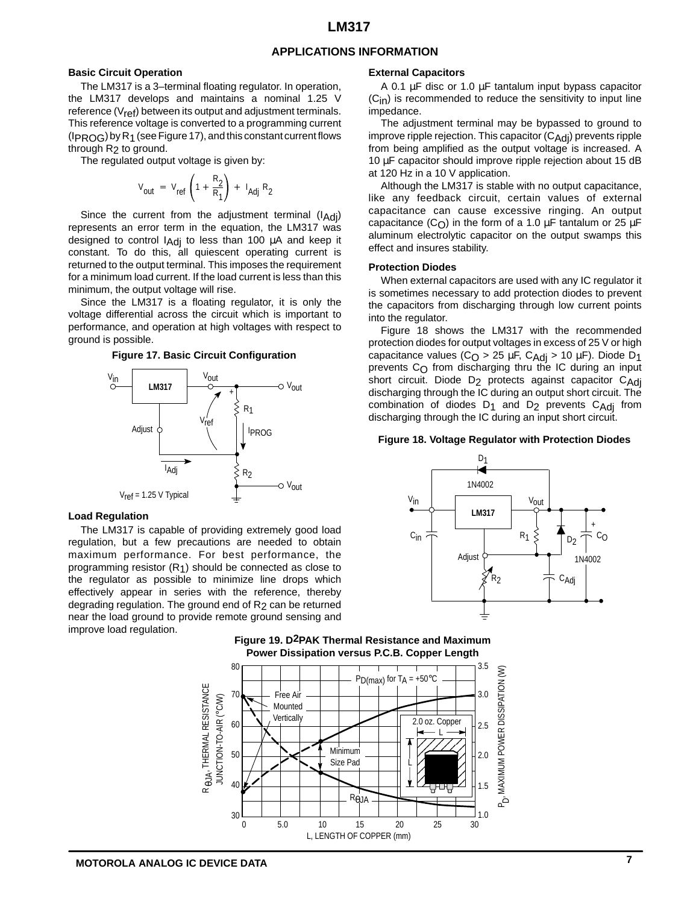## APPLICATIONS INFORMATION

### Basic Circuit Operation

The LM317 is a 3–terminal floating regulator. In operation, the LM317 develops and maintains a nominal 1.25 V reference ($V_{ref}$) between its output and adjustment terminals. This reference voltage is converted to a programming current ($I_{PROG}$) by $R_1$ (see Figure 17), and this constant current flows through $R_2$ to ground.

The regulated output voltage is given by:

$$V_{out} = V_{ref}\left(1 + \frac{R_2}{R_1}\right) + I_{Adj}\,R_2$$

Since the current from the adjustment terminal ($I_{Adj}$) represents an error term in the equation, the LM317 was designed to control $I_{Adj}$ to less than 100 μA and keep it constant. To do this, all quiescent operating current is returned to the output terminal. This imposes the requirement for a minimum load current. If the load current is less than this minimum, the output voltage will rise.

Since the LM317 is a floating regulator, it is only the voltage differential across the circuit which is important to performance, and operation at high voltages with respect to ground is possible.

**Figure 17. Basic Circuit Configuration**

$V_{ref}$ = 1.25 V Typical

### Load Regulation

The LM317 is capable of providing extremely good load regulation, but a few precautions are needed to obtain maximum performance. For best performance, the programming resistor ($R_1$) should be connected as close to the regulator as possible to minimize line drops which effectively appear in series with the reference, thereby degrading regulation. The ground end of $R_2$ can be returned near the load ground to provide remote ground sensing and improve load regulation.

### External Capacitors

A 0.1 μF disc or 1.0 μF tantalum input bypass capacitor ($C_{in}$) is recommended to reduce the sensitivity to input line impedance.

The adjustment terminal may be bypassed to ground to improve ripple rejection. This capacitor ($C_{Adj}$) prevents ripple from being amplified as the output voltage is increased. A 10 μF capacitor should improve ripple rejection about 15 dB at 120 Hz in a 10 V application.

Although the LM317 is stable with no output capacitance, like any feedback circuit, certain values of external capacitance can cause excessive ringing. An output capacitance ($C_O$) in the form of a 1.0 μF tantalum or 25 μF aluminum electrolytic capacitor on the output swamps this effect and insures stability.

### Protection Diodes

When external capacitors are used with any IC regulator it is sometimes necessary to add protection diodes to prevent the capacitors from discharging through low current points into the regulator.

Figure 18 shows the LM317 with the recommended protection diodes for output voltages in excess of 25 V or high capacitance values ($C_O$ > 25 μF, $C_{Adj}$ > 10 μF). Diode $D_1$ prevents $C_O$ from discharging thru the IC during an input short circuit. Diode $D_2$ protects against capacitor $C_{Adj}$ discharging through the IC during an output short circuit. The combination of diodes $D_1$ and $D_2$ prevents $C_{Adj}$ from discharging through the IC during an input short circuit.

**Figure 18. Voltage Regulator with Protection Diodes**

**Figure 19. D2PAK Thermal Resistance and Maximum Power Dissipation versus P.C.B. Copper Length**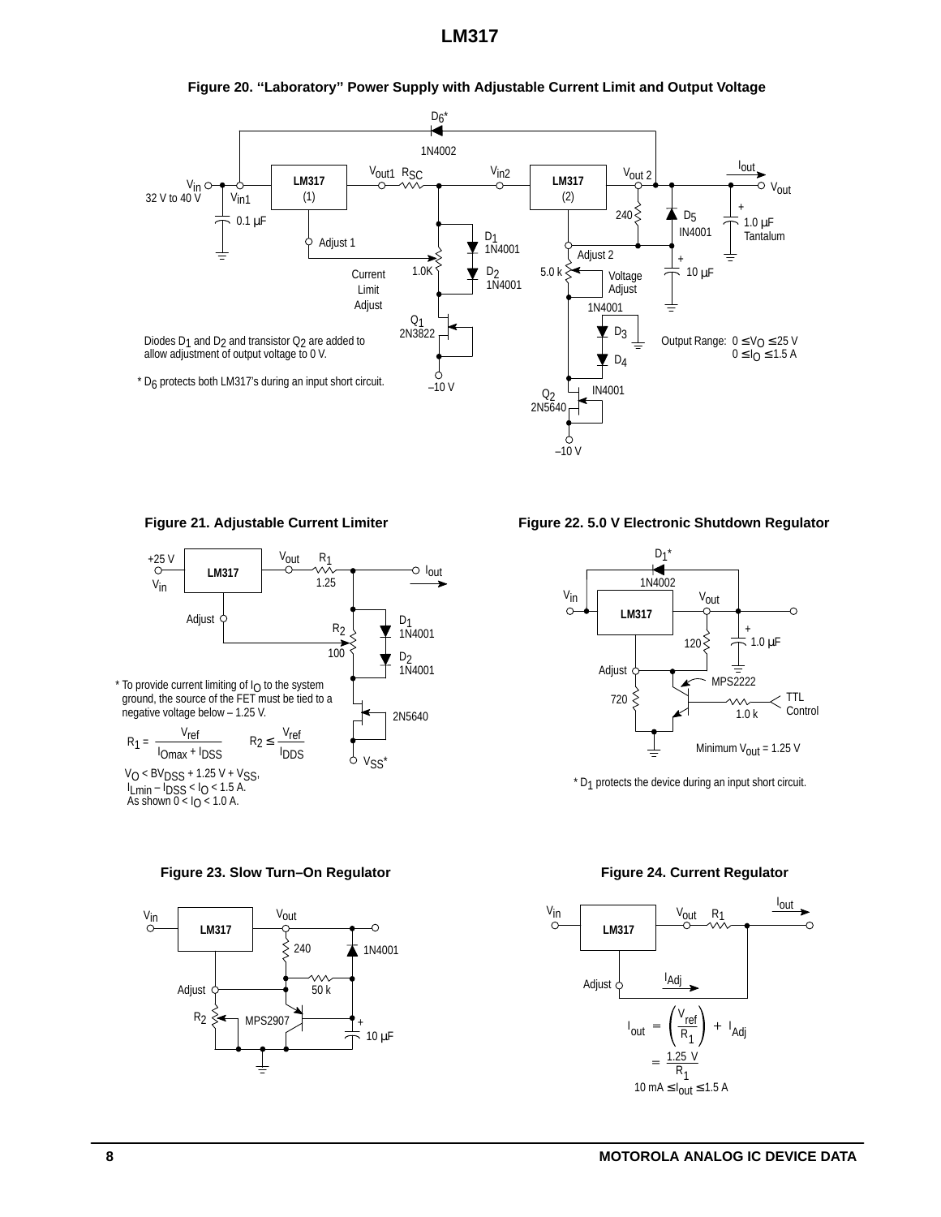### Figure 20. "Laboratory" Power Supply with Adjustable Current Limit and Output Voltage

Diodes $D_1$ and $D_2$ and transistor $Q_2$ are added to allow adjustment of output voltage to 0 V.

* $D_6$ protects both LM317's during an input short circuit.

Output Range: $0 \le V_O \le 25$ V, $0 \le I_O \le 1.5$ A

### Figure 21. Adjustable Current Limiter

* To provide current limiting of $I_O$ to the system ground, the source of the FET must be tied to a negative voltage below – 1.25 V.

$R_1 = \dfrac{V_{ref}}{I_{Omax} + I_{DSS}}$  $R_2 \le \dfrac{V_{ref}}{I_{DDS}}$

$V_O < BV_{DSS} + 1.25\text{ V} + V_{SS}$,
$I_{Lmin} - I_{DSS} < I_O < 1.5$ A.
As shown $0 < I_O < 1.0$ A.

### Figure 22. 5.0 V Electronic Shutdown Regulator

Minimum $V_{out} = 1.25$ V

* $D_1$ protects the device during an input short circuit.

### Figure 23. Slow Turn–On Regulator

### Figure 24. Current Regulator

$$I_{out} = \left(\frac{V_{ref}}{R_1}\right) + I_{Adj}$$

$$= \frac{1.25\text{ V}}{R_1}$$

$10\text{ mA} \le I_{out} \le 1.5\text{ A}$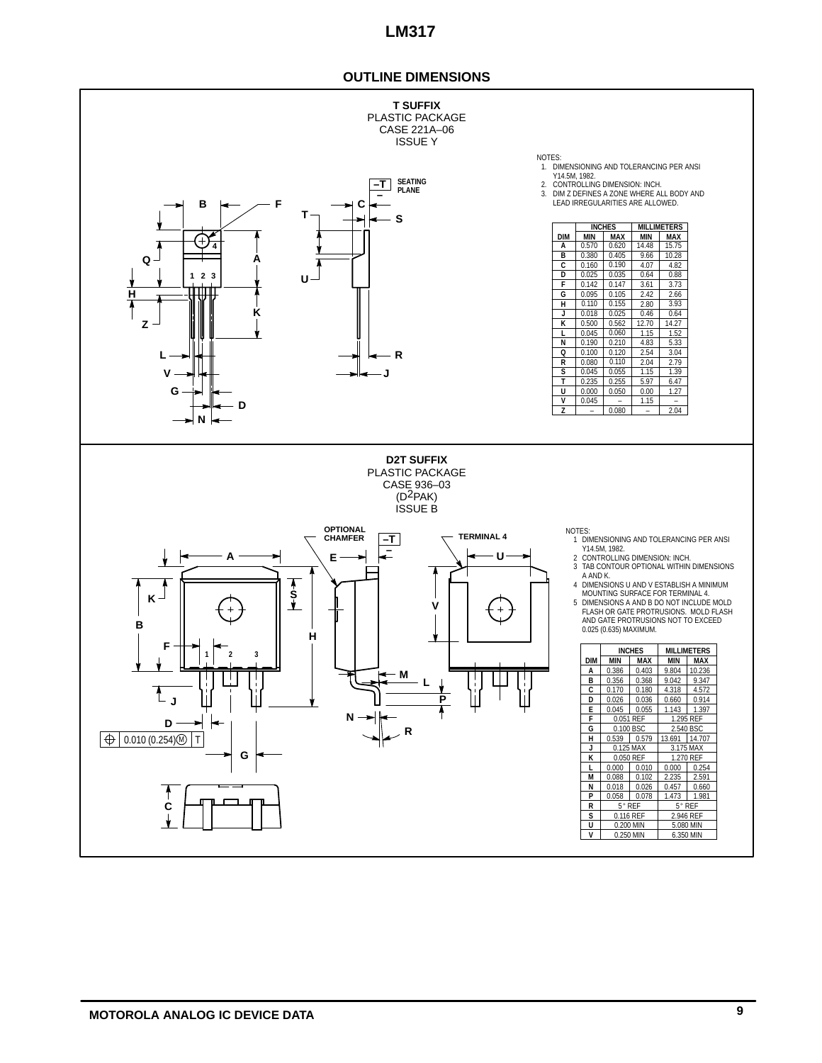## OUTLINE DIMENSIONS

### T SUFFIX
PLASTIC PACKAGE
CASE 221A–06
ISSUE Y

NOTES:
1. DIMENSIONING AND TOLERANCING PER ANSI Y14.5M, 1982.
2. CONTROLLING DIMENSION: INCH.
3. DIM Z DEFINES A ZONE WHERE ALL BODY AND LEAD IRREGULARITIES ARE ALLOWED.

| DIM | INCHES MIN | INCHES MAX | MILLIMETERS MIN | MILLIMETERS MAX |
|---|---|---|---|---|
| A | 0.570 | 0.620 | 14.48 | 15.75 |
| B | 0.380 | 0.405 | 9.66 | 10.28 |
| C | 0.160 | 0.190 | 4.07 | 4.82 |
| D | 0.025 | 0.035 | 0.64 | 0.88 |
| F | 0.142 | 0.147 | 3.61 | 3.73 |
| G | 0.095 | 0.105 | 2.42 | 2.66 |
| H | 0.110 | 0.155 | 2.80 | 3.93 |
| J | 0.018 | 0.025 | 0.46 | 0.64 |
| K | 0.500 | 0.562 | 12.70 | 14.27 |
| L | 0.045 | 0.060 | 1.15 | 1.52 |
| N | 0.190 | 0.210 | 4.83 | 5.33 |
| Q | 0.100 | 0.120 | 2.54 | 3.04 |
| R | 0.080 | 0.110 | 2.04 | 2.79 |
| S | 0.045 | 0.055 | 1.15 | 1.39 |
| T | 0.235 | 0.255 | 5.97 | 6.47 |
| U | 0.000 | 0.050 | 0.00 | 1.27 |
| V | 0.045 | – | 1.15 | – |
| Z | – | 0.080 | – | 2.04 |

### D2T SUFFIX
PLASTIC PACKAGE
CASE 936–03
($D^2PAK$)
ISSUE B

NOTES:
1. DIMENSIONING AND TOLERANCING PER ANSI Y14.5M, 1982.
2. CONTROLLING DIMENSION: INCH.
3. TAB CONTOUR OPTIONAL WITHIN DIMENSIONS A AND K.
4. DIMENSIONS U AND V ESTABLISH A MINIMUM MOUNTING SURFACE FOR TERMINAL 4.
5. DIMENSIONS A AND B DO NOT INCLUDE MOLD FLASH OR GATE PROTRUSIONS. MOLD FLASH AND GATE PROTRUSIONS NOT TO EXCEED 0.025 (0.635) MAXIMUM.

| DIM | INCHES MIN | INCHES MAX | MILLIMETERS MIN | MILLIMETERS MAX |
|---|---|---|---|---|
| A | 0.386 | 0.403 | 9.804 | 10.236 |
| B | 0.356 | 0.368 | 9.042 | 9.347 |
| C | 0.170 | 0.180 | 4.318 | 4.572 |
| D | 0.026 | 0.036 | 0.660 | 0.914 |
| E | 0.045 | 0.055 | 1.143 | 1.397 |
| F | 0.051 REF | | 1.295 REF | |
| G | 0.100 BSC | | 2.540 BSC | |
| H | 0.539 | 0.579 | 13.691 | 14.707 |
| J | 0.125 MAX | | 3.175 MAX | |
| K | 0.050 REF | | 1.270 REF | |
| L | 0.000 | 0.010 | 0.000 | 0.254 |
| M | 0.088 | 0.102 | 2.235 | 2.591 |
| N | 0.018 | 0.026 | 0.457 | 0.660 |
| P | 0.058 | 0.078 | 1.473 | 1.981 |
| R | 5° REF | | 5° REF | |
| S | 0.116 REF | | 2.946 REF | |
| U | 0.200 MIN | | 5.080 MIN | |
| V | 0.250 MIN | | 6.350 MIN | |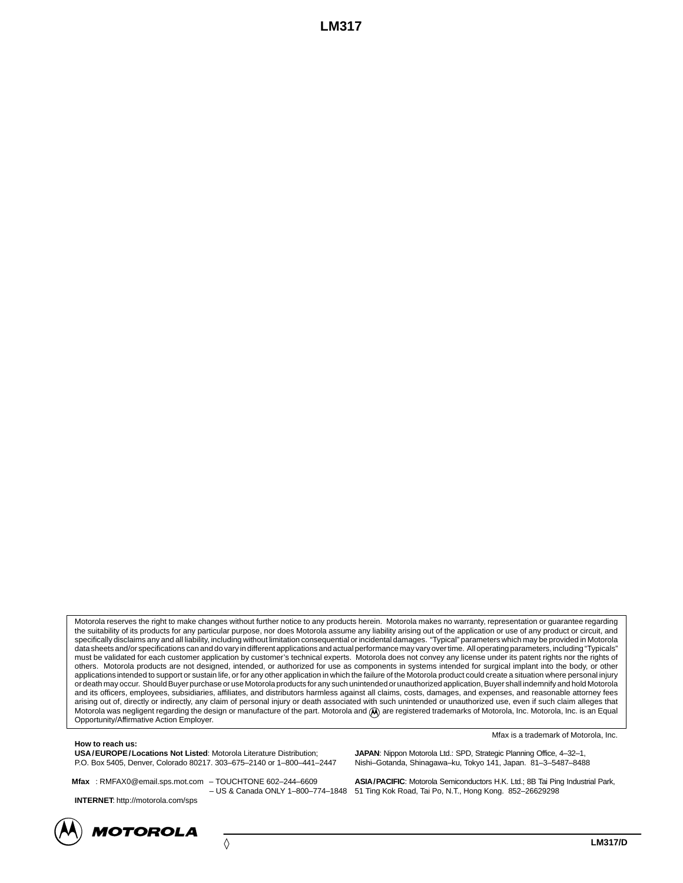Motorola reserves the right to make changes without further notice to any products herein. Motorola makes no warranty, representation or guarantee regarding the suitability of its products for any particular purpose, nor does Motorola assume any liability arising out of the application or use of any product or circuit, and specifically disclaims any and all liability, including without limitation consequential or incidental damages. "Typical" parameters which may be provided in Motorola data sheets and/or specifications can and do vary in different applications and actual performance may vary over time. All operating parameters, including "Typicals" must be validated for each customer application by customer's technical experts. Motorola does not convey any license under its patent rights nor the rights of others. Motorola products are not designed, intended, or authorized for use as components in systems intended for surgical implant into the body, or other applications intended to support or sustain life, or for any other application in which the failure of the Motorola product could create a situation where personal injury or death may occur. Should Buyer purchase or use Motorola products for any such unintended or unauthorized application, Buyer shall indemnify and hold Motorola and its officers, employees, subsidiaries, affiliates, and distributors harmless against all claims, costs, damages, and expenses, and reasonable attorney fees arising out of, directly or indirectly, any claim of personal injury or death associated with such unintended or unauthorized use, even if such claim alleges that Motorola was negligent regarding the design or manufacture of the part. Motorola and Ⓜ are registered trademarks of Motorola, Inc. Motorola, Inc. is an Equal Opportunity/Affirmative Action Employer.

Mfax is a trademark of Motorola, Inc.

**How to reach us:**

**USA / EUROPE / Locations Not Listed**: Motorola Literature Distribution; P.O. Box 5405, Denver, Colorado 80217. 303–675–2140 or 1–800–441–2447

**Mfax** : RMFAX0@email.sps.mot.com – TOUCHTONE 602–244–6609
– US & Canada ONLY 1–800–774–1848

**INTERNET**: http://motorola.com/sps

**JAPAN**: Nippon Motorola Ltd.: SPD, Strategic Planning Office, 4–32–1, Nishi–Gotanda, Shinagawa–ku, Tokyo 141, Japan. 81–3–5487–8488

**ASIA / PACIFIC**: Motorola Semiconductors H.K. Ltd.; 8B Tai Ping Industrial Park, 51 Ting Kok Road, Tai Po, N.T., Hong Kong. 852–26629298

**MOTOROLA**

LM317/D